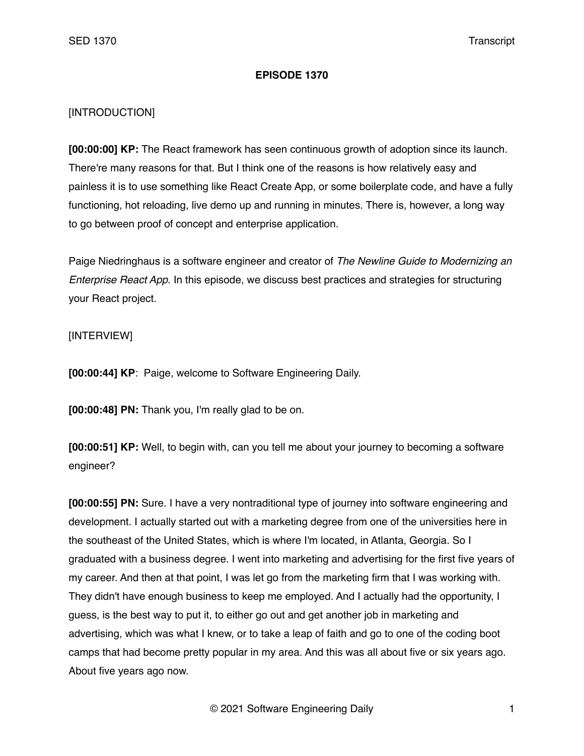# EPISODE 1370

[INTRODUCTION]

**[00:00:00] KP:** The React framework has seen continuous growth of adoption since its launch. There're many reasons for that. But I think one of the reasons is how relatively easy and painless it is to use something like React Create App, or some boilerplate code, and have a fully functioning, hot reloading, live demo up and running in minutes. There is, however, a long way to go between proof of concept and enterprise application.

Paige Niedringhaus is a software engineer and creator of *The Newline Guide to Modernizing an Enterprise React App*. In this episode, we discuss best practices and strategies for structuring your React project.

[INTERVIEW]

**[00:00:44] KP**: Paige, welcome to Software Engineering Daily.

**[00:00:48] PN:** Thank you, I'm really glad to be on.

**[00:00:51] KP:** Well, to begin with, can you tell me about your journey to becoming a software engineer?

**[00:00:55] PN:** Sure. I have a very nontraditional type of journey into software engineering and development. I actually started out with a marketing degree from one of the universities here in the southeast of the United States, which is where I'm located, in Atlanta, Georgia. So I graduated with a business degree. I went into marketing and advertising for the first five years of my career. And then at that point, I was let go from the marketing firm that I was working with. They didn't have enough business to keep me employed. And I actually had the opportunity, I guess, is the best way to put it, to either go out and get another job in marketing and advertising, which was what I knew, or to take a leap of faith and go to one of the coding boot camps that had become pretty popular in my area. And this was all about five or six years ago. About five years ago now.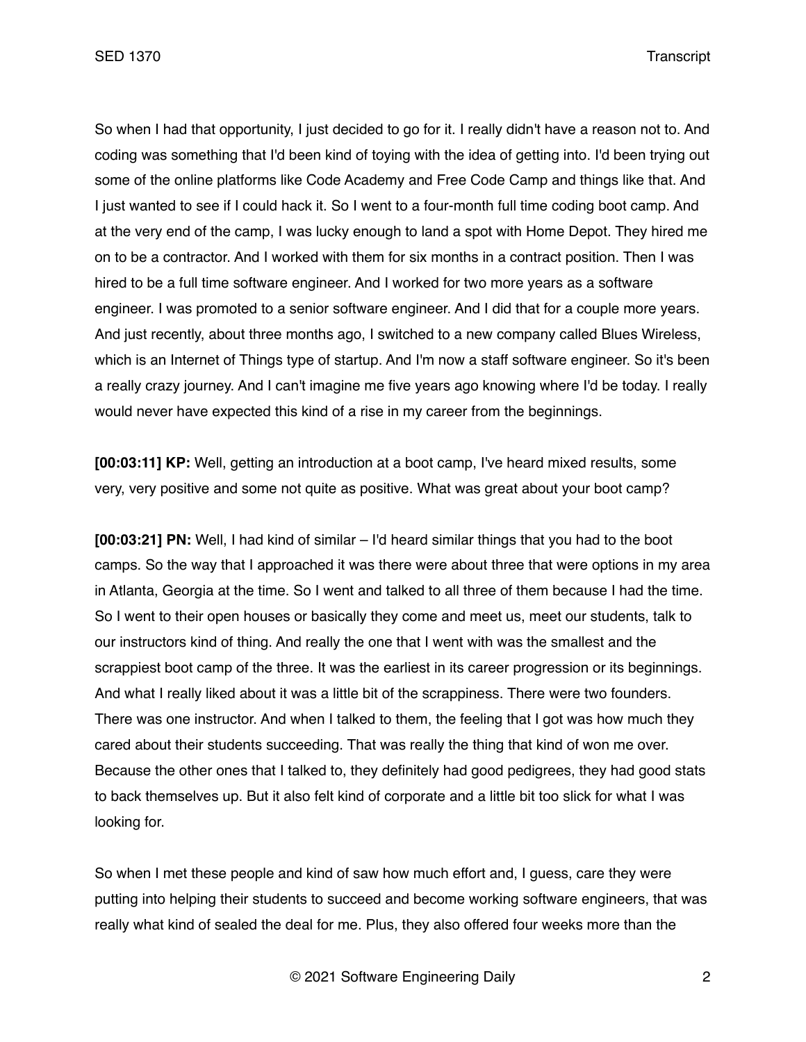So when I had that opportunity, I just decided to go for it. I really didn't have a reason not to. And coding was something that I'd been kind of toying with the idea of getting into. I'd been trying out some of the online platforms like Code Academy and Free Code Camp and things like that. And I just wanted to see if I could hack it. So I went to a four-month full time coding boot camp. And at the very end of the camp, I was lucky enough to land a spot with Home Depot. They hired me on to be a contractor. And I worked with them for six months in a contract position. Then I was hired to be a full time software engineer. And I worked for two more years as a software engineer. I was promoted to a senior software engineer. And I did that for a couple more years. And just recently, about three months ago, I switched to a new company called Blues Wireless, which is an Internet of Things type of startup. And I'm now a staff software engineer. So it's been a really crazy journey. And I can't imagine me five years ago knowing where I'd be today. I really would never have expected this kind of a rise in my career from the beginnings.

**[00:03:11] KP:** Well, getting an introduction at a boot camp, I've heard mixed results, some very, very positive and some not quite as positive. What was great about your boot camp?

**[00:03:21] PN:** Well, I had kind of similar – I'd heard similar things that you had to the boot camps. So the way that I approached it was there were about three that were options in my area in Atlanta, Georgia at the time. So I went and talked to all three of them because I had the time. So I went to their open houses or basically they come and meet us, meet our students, talk to our instructors kind of thing. And really the one that I went with was the smallest and the scrappiest boot camp of the three. It was the earliest in its career progression or its beginnings. And what I really liked about it was a little bit of the scrappiness. There were two founders. There was one instructor. And when I talked to them, the feeling that I got was how much they cared about their students succeeding. That was really the thing that kind of won me over. Because the other ones that I talked to, they definitely had good pedigrees, they had good stats to back themselves up. But it also felt kind of corporate and a little bit too slick for what I was looking for.

So when I met these people and kind of saw how much effort and, I guess, care they were putting into helping their students to succeed and become working software engineers, that was really what kind of sealed the deal for me. Plus, they also offered four weeks more than the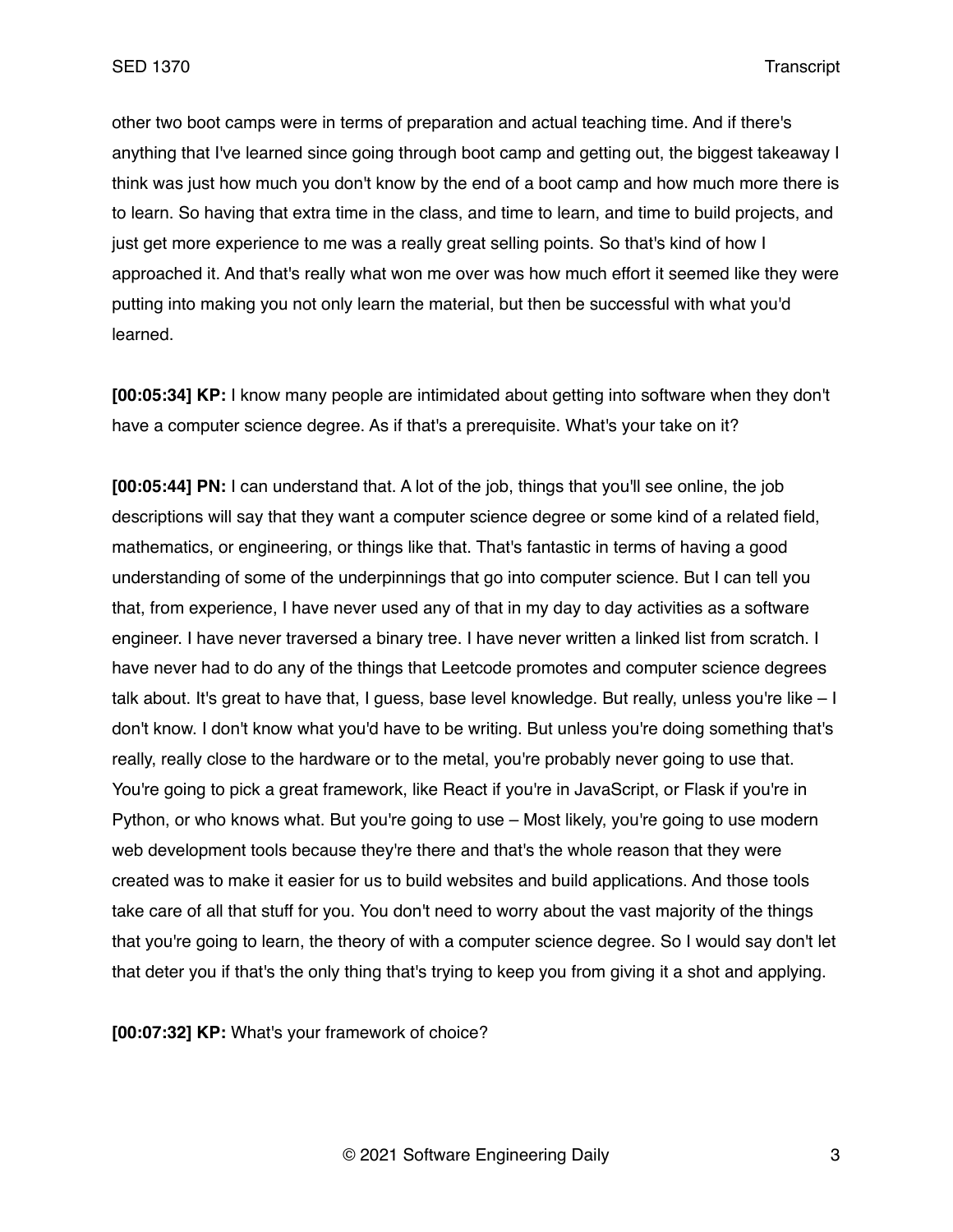other two boot camps were in terms of preparation and actual teaching time. And if there's anything that I've learned since going through boot camp and getting out, the biggest takeaway I think was just how much you don't know by the end of a boot camp and how much more there is to learn. So having that extra time in the class, and time to learn, and time to build projects, and just get more experience to me was a really great selling points. So that's kind of how I approached it. And that's really what won me over was how much effort it seemed like they were putting into making you not only learn the material, but then be successful with what you'd learned.

**[00:05:34] KP:** I know many people are intimidated about getting into software when they don't have a computer science degree. As if that's a prerequisite. What's your take on it?

**[00:05:44] PN:** I can understand that. A lot of the job, things that you'll see online, the job descriptions will say that they want a computer science degree or some kind of a related field, mathematics, or engineering, or things like that. That's fantastic in terms of having a good understanding of some of the underpinnings that go into computer science. But I can tell you that, from experience, I have never used any of that in my day to day activities as a software engineer. I have never traversed a binary tree. I have never written a linked list from scratch. I have never had to do any of the things that Leetcode promotes and computer science degrees talk about. It's great to have that, I guess, base level knowledge. But really, unless you're like – I don't know. I don't know what you'd have to be writing. But unless you're doing something that's really, really close to the hardware or to the metal, you're probably never going to use that. You're going to pick a great framework, like React if you're in JavaScript, or Flask if you're in Python, or who knows what. But you're going to use – Most likely, you're going to use modern web development tools because they're there and that's the whole reason that they were created was to make it easier for us to build websites and build applications. And those tools take care of all that stuff for you. You don't need to worry about the vast majority of the things that you're going to learn, the theory of with a computer science degree. So I would say don't let that deter you if that's the only thing that's trying to keep you from giving it a shot and applying.

**[00:07:32] KP:** What's your framework of choice?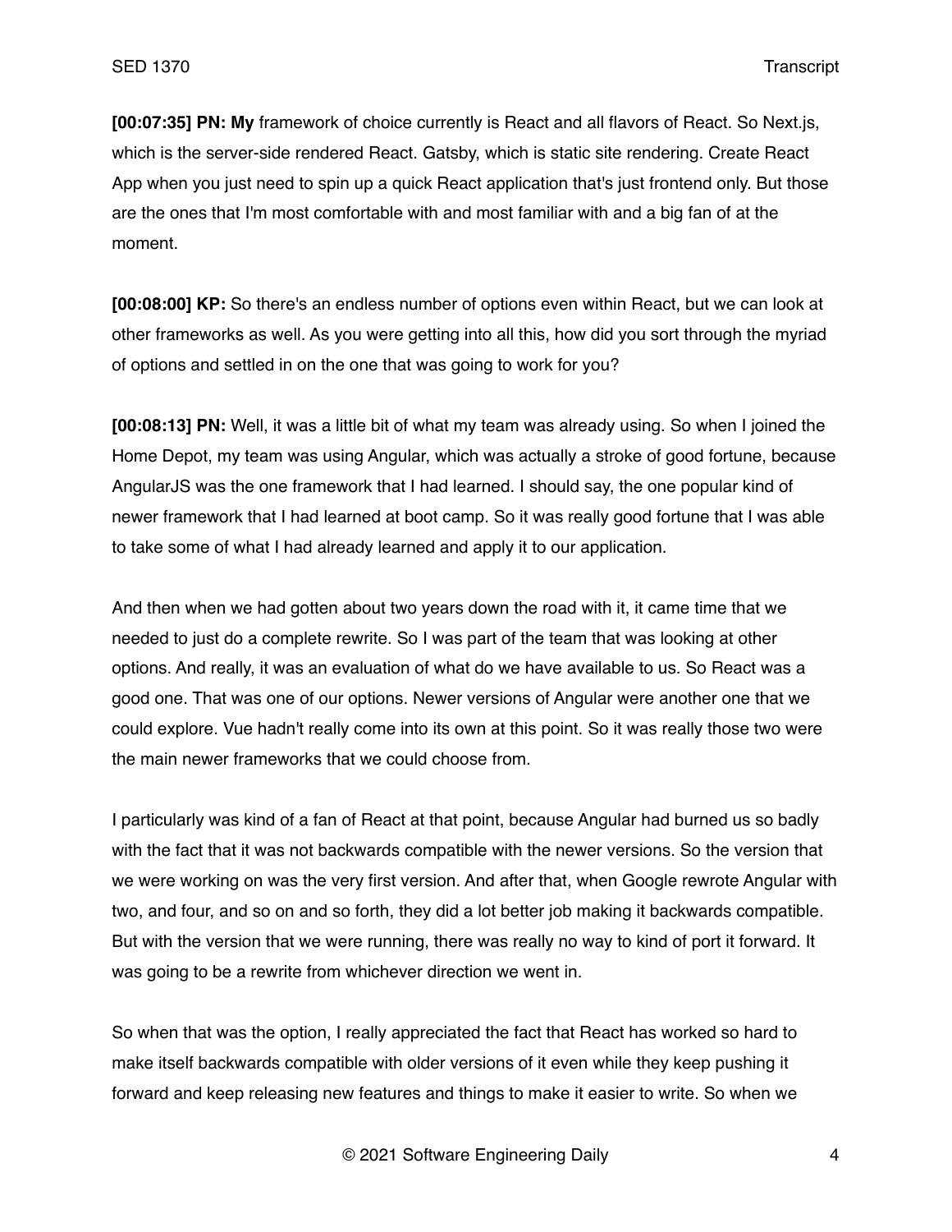**[00:07:35] PN: My** framework of choice currently is React and all flavors of React. So Next.js, which is the server-side rendered React. Gatsby, which is static site rendering. Create React App when you just need to spin up a quick React application that's just frontend only. But those are the ones that I'm most comfortable with and most familiar with and a big fan of at the moment.

**[00:08:00] KP:** So there's an endless number of options even within React, but we can look at other frameworks as well. As you were getting into all this, how did you sort through the myriad of options and settled in on the one that was going to work for you?

**[00:08:13] PN:** Well, it was a little bit of what my team was already using. So when I joined the Home Depot, my team was using Angular, which was actually a stroke of good fortune, because AngularJS was the one framework that I had learned. I should say, the one popular kind of newer framework that I had learned at boot camp. So it was really good fortune that I was able to take some of what I had already learned and apply it to our application.

And then when we had gotten about two years down the road with it, it came time that we needed to just do a complete rewrite. So I was part of the team that was looking at other options. And really, it was an evaluation of what do we have available to us. So React was a good one. That was one of our options. Newer versions of Angular were another one that we could explore. Vue hadn't really come into its own at this point. So it was really those two were the main newer frameworks that we could choose from.

I particularly was kind of a fan of React at that point, because Angular had burned us so badly with the fact that it was not backwards compatible with the newer versions. So the version that we were working on was the very first version. And after that, when Google rewrote Angular with two, and four, and so on and so forth, they did a lot better job making it backwards compatible. But with the version that we were running, there was really no way to kind of port it forward. It was going to be a rewrite from whichever direction we went in.

So when that was the option, I really appreciated the fact that React has worked so hard to make itself backwards compatible with older versions of it even while they keep pushing it forward and keep releasing new features and things to make it easier to write. So when we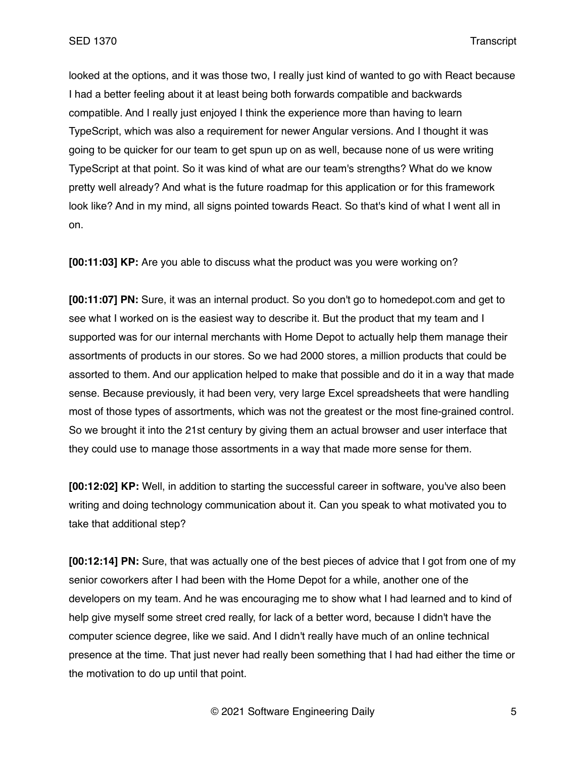looked at the options, and it was those two, I really just kind of wanted to go with React because I had a better feeling about it at least being both forwards compatible and backwards compatible. And I really just enjoyed I think the experience more than having to learn TypeScript, which was also a requirement for newer Angular versions. And I thought it was going to be quicker for our team to get spun up on as well, because none of us were writing TypeScript at that point. So it was kind of what are our team's strengths? What do we know pretty well already? And what is the future roadmap for this application or for this framework look like? And in my mind, all signs pointed towards React. So that's kind of what I went all in on.

**[00:11:03] KP:** Are you able to discuss what the product was you were working on?

**[00:11:07] PN:** Sure, it was an internal product. So you don't go to homedepot.com and get to see what I worked on is the easiest way to describe it. But the product that my team and I supported was for our internal merchants with Home Depot to actually help them manage their assortments of products in our stores. So we had 2000 stores, a million products that could be assorted to them. And our application helped to make that possible and do it in a way that made sense. Because previously, it had been very, very large Excel spreadsheets that were handling most of those types of assortments, which was not the greatest or the most fine-grained control. So we brought it into the 21st century by giving them an actual browser and user interface that they could use to manage those assortments in a way that made more sense for them.

**[00:12:02] KP:** Well, in addition to starting the successful career in software, you've also been writing and doing technology communication about it. Can you speak to what motivated you to take that additional step?

**[00:12:14] PN:** Sure, that was actually one of the best pieces of advice that I got from one of my senior coworkers after I had been with the Home Depot for a while, another one of the developers on my team. And he was encouraging me to show what I had learned and to kind of help give myself some street cred really, for lack of a better word, because I didn't have the computer science degree, like we said. And I didn't really have much of an online technical presence at the time. That just never had really been something that I had had either the time or the motivation to do up until that point.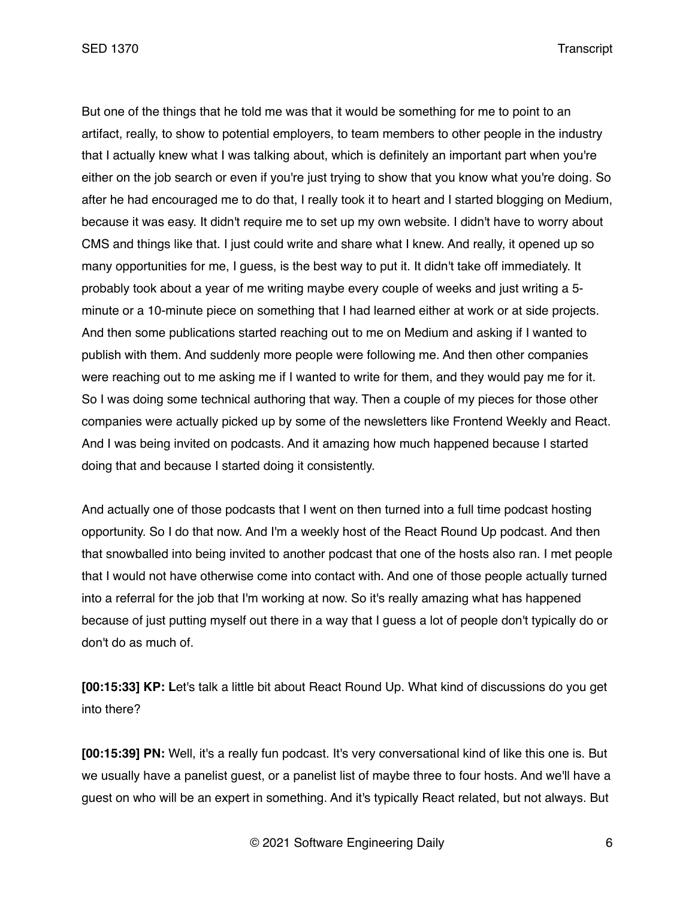But one of the things that he told me was that it would be something for me to point to an artifact, really, to show to potential employers, to team members to other people in the industry that I actually knew what I was talking about, which is definitely an important part when you're either on the job search or even if you're just trying to show that you know what you're doing. So after he had encouraged me to do that, I really took it to heart and I started blogging on Medium, because it was easy. It didn't require me to set up my own website. I didn't have to worry about CMS and things like that. I just could write and share what I knew. And really, it opened up so many opportunities for me, I guess, is the best way to put it. It didn't take off immediately. It probably took about a year of me writing maybe every couple of weeks and just writing a 5-minute or a 10-minute piece on something that I had learned either at work or at side projects. And then some publications started reaching out to me on Medium and asking if I wanted to publish with them. And suddenly more people were following me. And then other companies were reaching out to me asking me if I wanted to write for them, and they would pay me for it. So I was doing some technical authoring that way. Then a couple of my pieces for those other companies were actually picked up by some of the newsletters like Frontend Weekly and React. And I was being invited on podcasts. And it amazing how much happened because I started doing that and because I started doing it consistently.

And actually one of those podcasts that I went on then turned into a full time podcast hosting opportunity. So I do that now. And I'm a weekly host of the React Round Up podcast. And then that snowballed into being invited to another podcast that one of the hosts also ran. I met people that I would not have otherwise come into contact with. And one of those people actually turned into a referral for the job that I'm working at now. So it's really amazing what has happened because of just putting myself out there in a way that I guess a lot of people don't typically do or don't do as much of.

**[00:15:33] KP: L**et's talk a little bit about React Round Up. What kind of discussions do you get into there?

**[00:15:39] PN:** Well, it's a really fun podcast. It's very conversational kind of like this one is. But we usually have a panelist guest, or a panelist list of maybe three to four hosts. And we'll have a guest on who will be an expert in something. And it's typically React related, but not always. But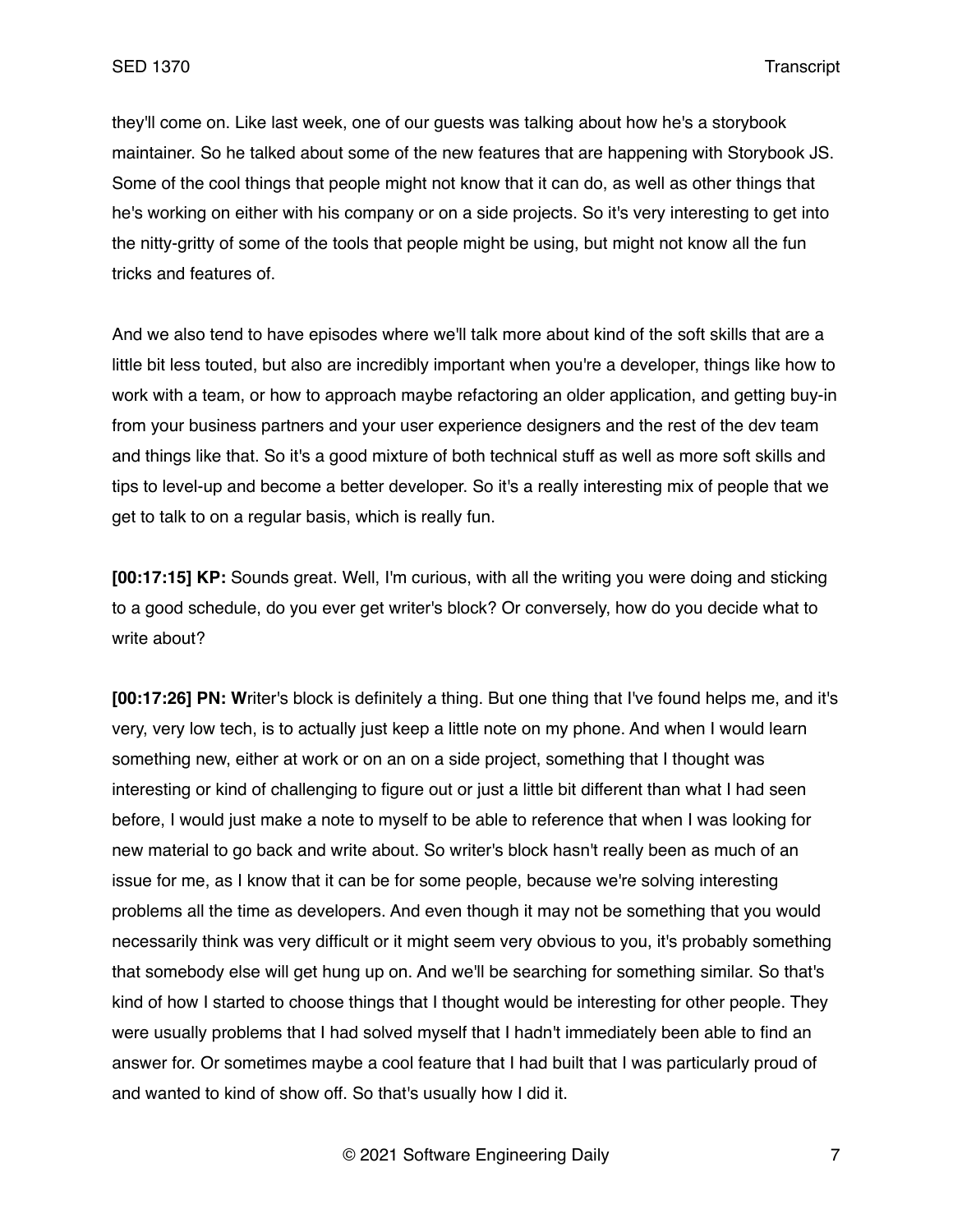they'll come on. Like last week, one of our guests was talking about how he's a storybook maintainer. So he talked about some of the new features that are happening with Storybook JS. Some of the cool things that people might not know that it can do, as well as other things that he's working on either with his company or on a side projects. So it's very interesting to get into the nitty-gritty of some of the tools that people might be using, but might not know all the fun tricks and features of.

And we also tend to have episodes where we'll talk more about kind of the soft skills that are a little bit less touted, but also are incredibly important when you're a developer, things like how to work with a team, or how to approach maybe refactoring an older application, and getting buy-in from your business partners and your user experience designers and the rest of the dev team and things like that. So it's a good mixture of both technical stuff as well as more soft skills and tips to level-up and become a better developer. So it's a really interesting mix of people that we get to talk to on a regular basis, which is really fun.

**[00:17:15] KP:** Sounds great. Well, I'm curious, with all the writing you were doing and sticking to a good schedule, do you ever get writer's block? Or conversely, how do you decide what to write about?

**[00:17:26] PN: W**riter's block is definitely a thing. But one thing that I've found helps me, and it's very, very low tech, is to actually just keep a little note on my phone. And when I would learn something new, either at work or on an on a side project, something that I thought was interesting or kind of challenging to figure out or just a little bit different than what I had seen before, I would just make a note to myself to be able to reference that when I was looking for new material to go back and write about. So writer's block hasn't really been as much of an issue for me, as I know that it can be for some people, because we're solving interesting problems all the time as developers. And even though it may not be something that you would necessarily think was very difficult or it might seem very obvious to you, it's probably something that somebody else will get hung up on. And we'll be searching for something similar. So that's kind of how I started to choose things that I thought would be interesting for other people. They were usually problems that I had solved myself that I hadn't immediately been able to find an answer for. Or sometimes maybe a cool feature that I had built that I was particularly proud of and wanted to kind of show off. So that's usually how I did it.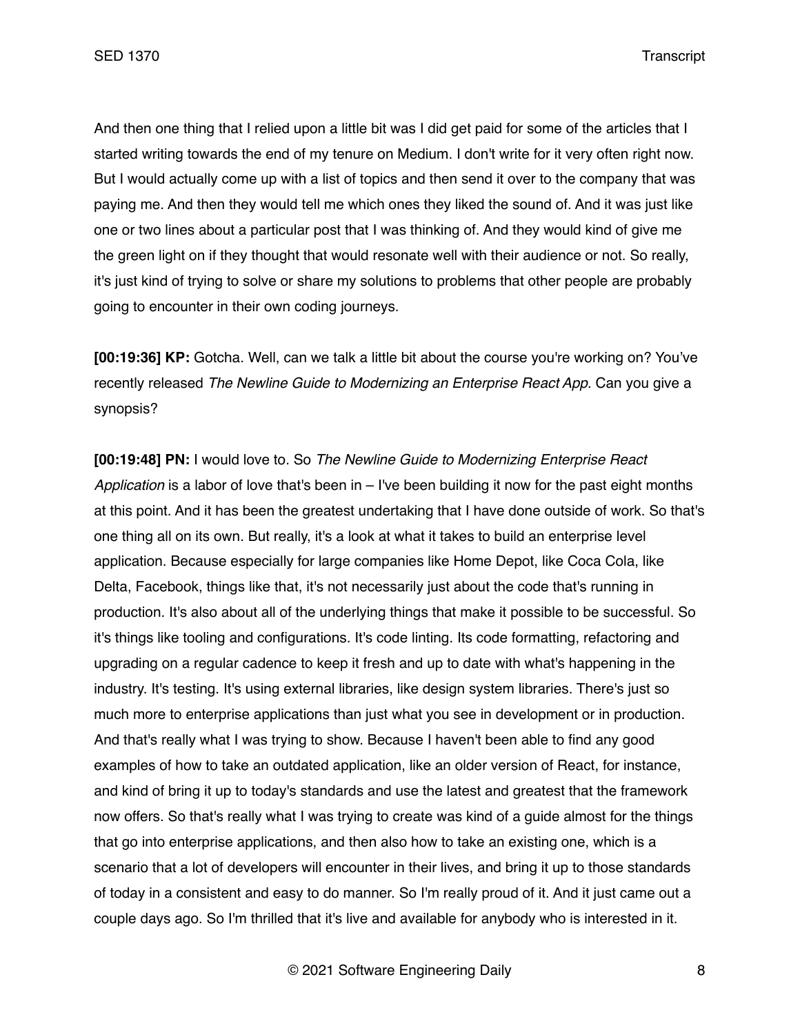And then one thing that I relied upon a little bit was I did get paid for some of the articles that I started writing towards the end of my tenure on Medium. I don't write for it very often right now. But I would actually come up with a list of topics and then send it over to the company that was paying me. And then they would tell me which ones they liked the sound of. And it was just like one or two lines about a particular post that I was thinking of. And they would kind of give me the green light on if they thought that would resonate well with their audience or not. So really, it's just kind of trying to solve or share my solutions to problems that other people are probably going to encounter in their own coding journeys.

**[00:19:36] KP:** Gotcha. Well, can we talk a little bit about the course you're working on? You've recently released *The Newline Guide to Modernizing an Enterprise React App*. Can you give a synopsis?

**[00:19:48] PN:** I would love to. So *The Newline Guide to Modernizing Enterprise React Application* is a labor of love that's been in – I've been building it now for the past eight months at this point. And it has been the greatest undertaking that I have done outside of work. So that's one thing all on its own. But really, it's a look at what it takes to build an enterprise level application. Because especially for large companies like Home Depot, like Coca Cola, like Delta, Facebook, things like that, it's not necessarily just about the code that's running in production. It's also about all of the underlying things that make it possible to be successful. So it's things like tooling and configurations. It's code linting. Its code formatting, refactoring and upgrading on a regular cadence to keep it fresh and up to date with what's happening in the industry. It's testing. It's using external libraries, like design system libraries. There's just so much more to enterprise applications than just what you see in development or in production. And that's really what I was trying to show. Because I haven't been able to find any good examples of how to take an outdated application, like an older version of React, for instance, and kind of bring it up to today's standards and use the latest and greatest that the framework now offers. So that's really what I was trying to create was kind of a guide almost for the things that go into enterprise applications, and then also how to take an existing one, which is a scenario that a lot of developers will encounter in their lives, and bring it up to those standards of today in a consistent and easy to do manner. So I'm really proud of it. And it just came out a couple days ago. So I'm thrilled that it's live and available for anybody who is interested in it.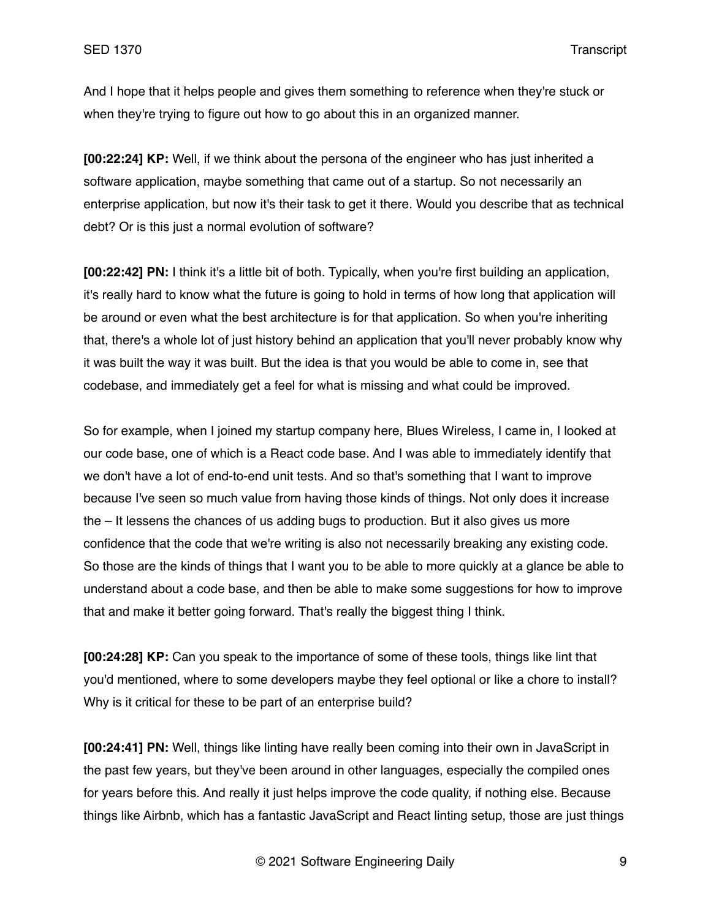And I hope that it helps people and gives them something to reference when they're stuck or when they're trying to figure out how to go about this in an organized manner.

**[00:22:24] KP:** Well, if we think about the persona of the engineer who has just inherited a software application, maybe something that came out of a startup. So not necessarily an enterprise application, but now it's their task to get it there. Would you describe that as technical debt? Or is this just a normal evolution of software?

**[00:22:42] PN:** I think it's a little bit of both. Typically, when you're first building an application, it's really hard to know what the future is going to hold in terms of how long that application will be around or even what the best architecture is for that application. So when you're inheriting that, there's a whole lot of just history behind an application that you'll never probably know why it was built the way it was built. But the idea is that you would be able to come in, see that codebase, and immediately get a feel for what is missing and what could be improved.

So for example, when I joined my startup company here, Blues Wireless, I came in, I looked at our code base, one of which is a React code base. And I was able to immediately identify that we don't have a lot of end-to-end unit tests. And so that's something that I want to improve because I've seen so much value from having those kinds of things. Not only does it increase the – It lessens the chances of us adding bugs to production. But it also gives us more confidence that the code that we're writing is also not necessarily breaking any existing code. So those are the kinds of things that I want you to be able to more quickly at a glance be able to understand about a code base, and then be able to make some suggestions for how to improve that and make it better going forward. That's really the biggest thing I think.

**[00:24:28] KP:** Can you speak to the importance of some of these tools, things like lint that you'd mentioned, where to some developers maybe they feel optional or like a chore to install? Why is it critical for these to be part of an enterprise build?

**[00:24:41] PN:** Well, things like linting have really been coming into their own in JavaScript in the past few years, but they've been around in other languages, especially the compiled ones for years before this. And really it just helps improve the code quality, if nothing else. Because things like Airbnb, which has a fantastic JavaScript and React linting setup, those are just things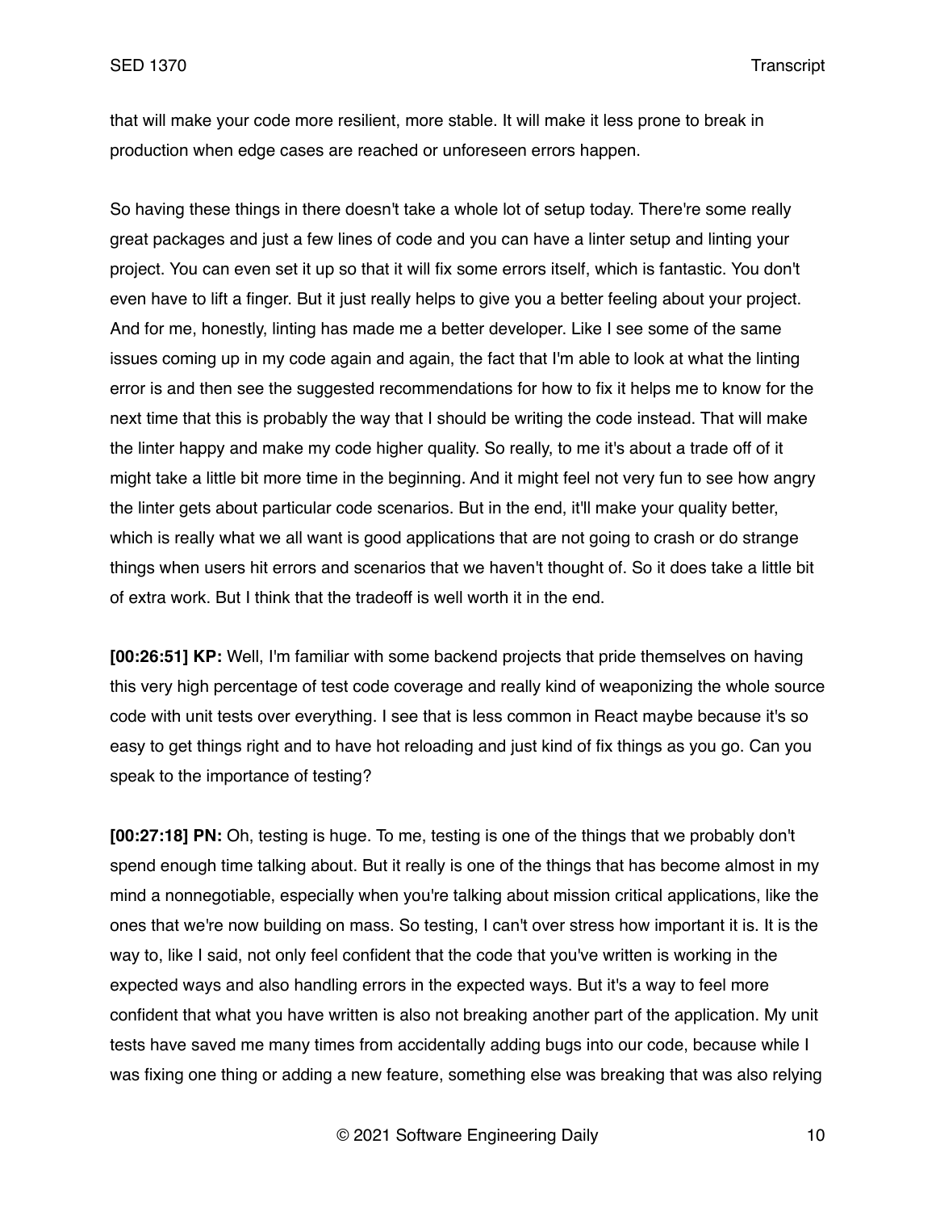that will make your code more resilient, more stable. It will make it less prone to break in production when edge cases are reached or unforeseen errors happen.

So having these things in there doesn't take a whole lot of setup today. There're some really great packages and just a few lines of code and you can have a linter setup and linting your project. You can even set it up so that it will fix some errors itself, which is fantastic. You don't even have to lift a finger. But it just really helps to give you a better feeling about your project. And for me, honestly, linting has made me a better developer. Like I see some of the same issues coming up in my code again and again, the fact that I'm able to look at what the linting error is and then see the suggested recommendations for how to fix it helps me to know for the next time that this is probably the way that I should be writing the code instead. That will make the linter happy and make my code higher quality. So really, to me it's about a trade off of it might take a little bit more time in the beginning. And it might feel not very fun to see how angry the linter gets about particular code scenarios. But in the end, it'll make your quality better, which is really what we all want is good applications that are not going to crash or do strange things when users hit errors and scenarios that we haven't thought of. So it does take a little bit of extra work. But I think that the tradeoff is well worth it in the end.

**[00:26:51] KP:** Well, I'm familiar with some backend projects that pride themselves on having this very high percentage of test code coverage and really kind of weaponizing the whole source code with unit tests over everything. I see that is less common in React maybe because it's so easy to get things right and to have hot reloading and just kind of fix things as you go. Can you speak to the importance of testing?

**[00:27:18] PN:** Oh, testing is huge. To me, testing is one of the things that we probably don't spend enough time talking about. But it really is one of the things that has become almost in my mind a nonnegotiable, especially when you're talking about mission critical applications, like the ones that we're now building on mass. So testing, I can't over stress how important it is. It is the way to, like I said, not only feel confident that the code that you've written is working in the expected ways and also handling errors in the expected ways. But it's a way to feel more confident that what you have written is also not breaking another part of the application. My unit tests have saved me many times from accidentally adding bugs into our code, because while I was fixing one thing or adding a new feature, something else was breaking that was also relying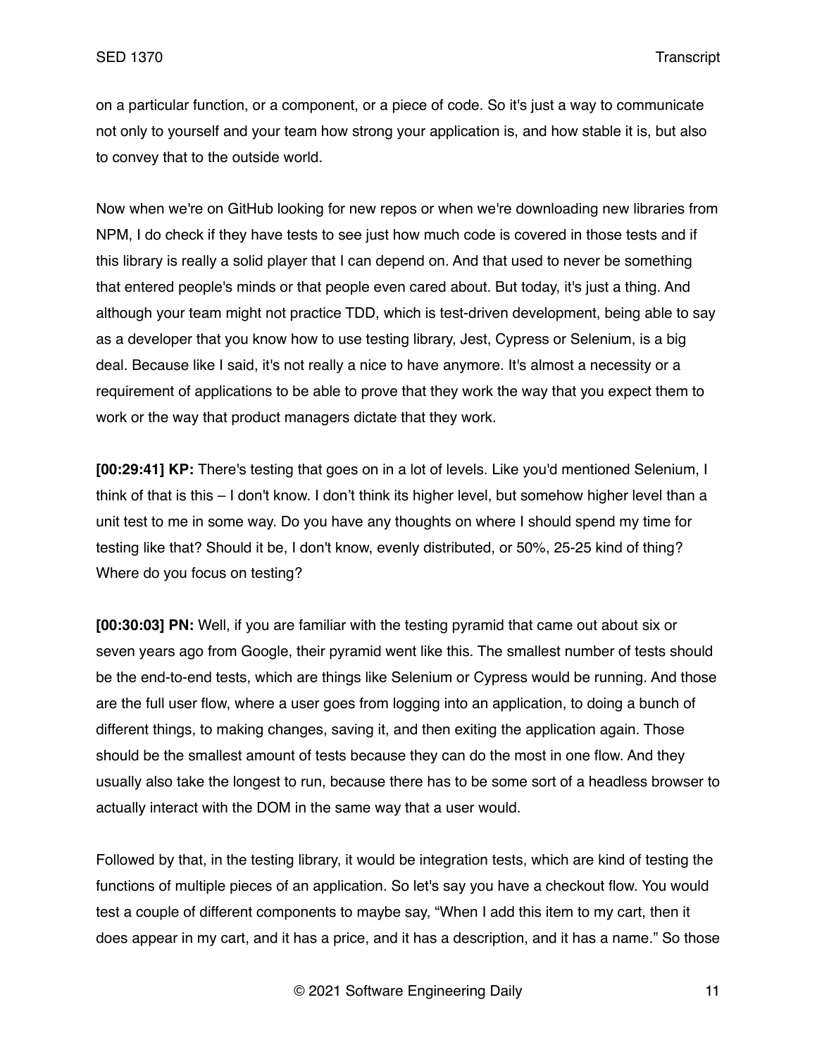on a particular function, or a component, or a piece of code. So it's just a way to communicate not only to yourself and your team how strong your application is, and how stable it is, but also to convey that to the outside world.

Now when we're on GitHub looking for new repos or when we're downloading new libraries from NPM, I do check if they have tests to see just how much code is covered in those tests and if this library is really a solid player that I can depend on. And that used to never be something that entered people's minds or that people even cared about. But today, it's just a thing. And although your team might not practice TDD, which is test-driven development, being able to say as a developer that you know how to use testing library, Jest, Cypress or Selenium, is a big deal. Because like I said, it's not really a nice to have anymore. It's almost a necessity or a requirement of applications to be able to prove that they work the way that you expect them to work or the way that product managers dictate that they work.

**[00:29:41] KP:** There's testing that goes on in a lot of levels. Like you'd mentioned Selenium, I think of that is this – I don't know. I don't think its higher level, but somehow higher level than a unit test to me in some way. Do you have any thoughts on where I should spend my time for testing like that? Should it be, I don't know, evenly distributed, or 50%, 25-25 kind of thing? Where do you focus on testing?

**[00:30:03] PN:** Well, if you are familiar with the testing pyramid that came out about six or seven years ago from Google, their pyramid went like this. The smallest number of tests should be the end-to-end tests, which are things like Selenium or Cypress would be running. And those are the full user flow, where a user goes from logging into an application, to doing a bunch of different things, to making changes, saving it, and then exiting the application again. Those should be the smallest amount of tests because they can do the most in one flow. And they usually also take the longest to run, because there has to be some sort of a headless browser to actually interact with the DOM in the same way that a user would.

Followed by that, in the testing library, it would be integration tests, which are kind of testing the functions of multiple pieces of an application. So let's say you have a checkout flow. You would test a couple of different components to maybe say, "When I add this item to my cart, then it does appear in my cart, and it has a price, and it has a description, and it has a name." So those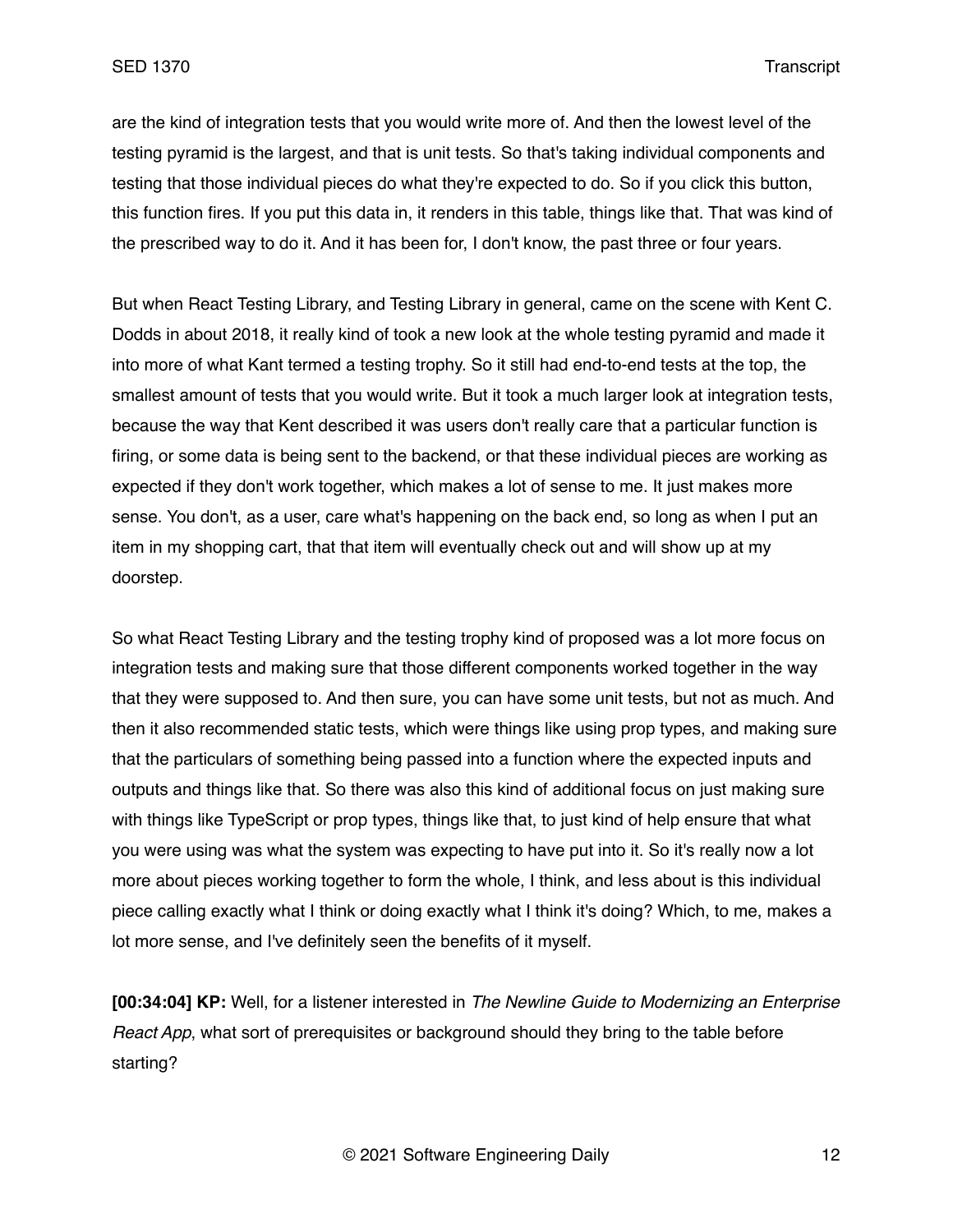are the kind of integration tests that you would write more of. And then the lowest level of the testing pyramid is the largest, and that is unit tests. So that's taking individual components and testing that those individual pieces do what they're expected to do. So if you click this button, this function fires. If you put this data in, it renders in this table, things like that. That was kind of the prescribed way to do it. And it has been for, I don't know, the past three or four years.

But when React Testing Library, and Testing Library in general, came on the scene with Kent C. Dodds in about 2018, it really kind of took a new look at the whole testing pyramid and made it into more of what Kant termed a testing trophy. So it still had end-to-end tests at the top, the smallest amount of tests that you would write. But it took a much larger look at integration tests, because the way that Kent described it was users don't really care that a particular function is firing, or some data is being sent to the backend, or that these individual pieces are working as expected if they don't work together, which makes a lot of sense to me. It just makes more sense. You don't, as a user, care what's happening on the back end, so long as when I put an item in my shopping cart, that that item will eventually check out and will show up at my doorstep.

So what React Testing Library and the testing trophy kind of proposed was a lot more focus on integration tests and making sure that those different components worked together in the way that they were supposed to. And then sure, you can have some unit tests, but not as much. And then it also recommended static tests, which were things like using prop types, and making sure that the particulars of something being passed into a function where the expected inputs and outputs and things like that. So there was also this kind of additional focus on just making sure with things like TypeScript or prop types, things like that, to just kind of help ensure that what you were using was what the system was expecting to have put into it. So it's really now a lot more about pieces working together to form the whole, I think, and less about is this individual piece calling exactly what I think or doing exactly what I think it's doing? Which, to me, makes a lot more sense, and I've definitely seen the benefits of it myself.

**[00:34:04] KP:** Well, for a listener interested in *The Newline Guide to Modernizing an Enterprise React App*, what sort of prerequisites or background should they bring to the table before starting?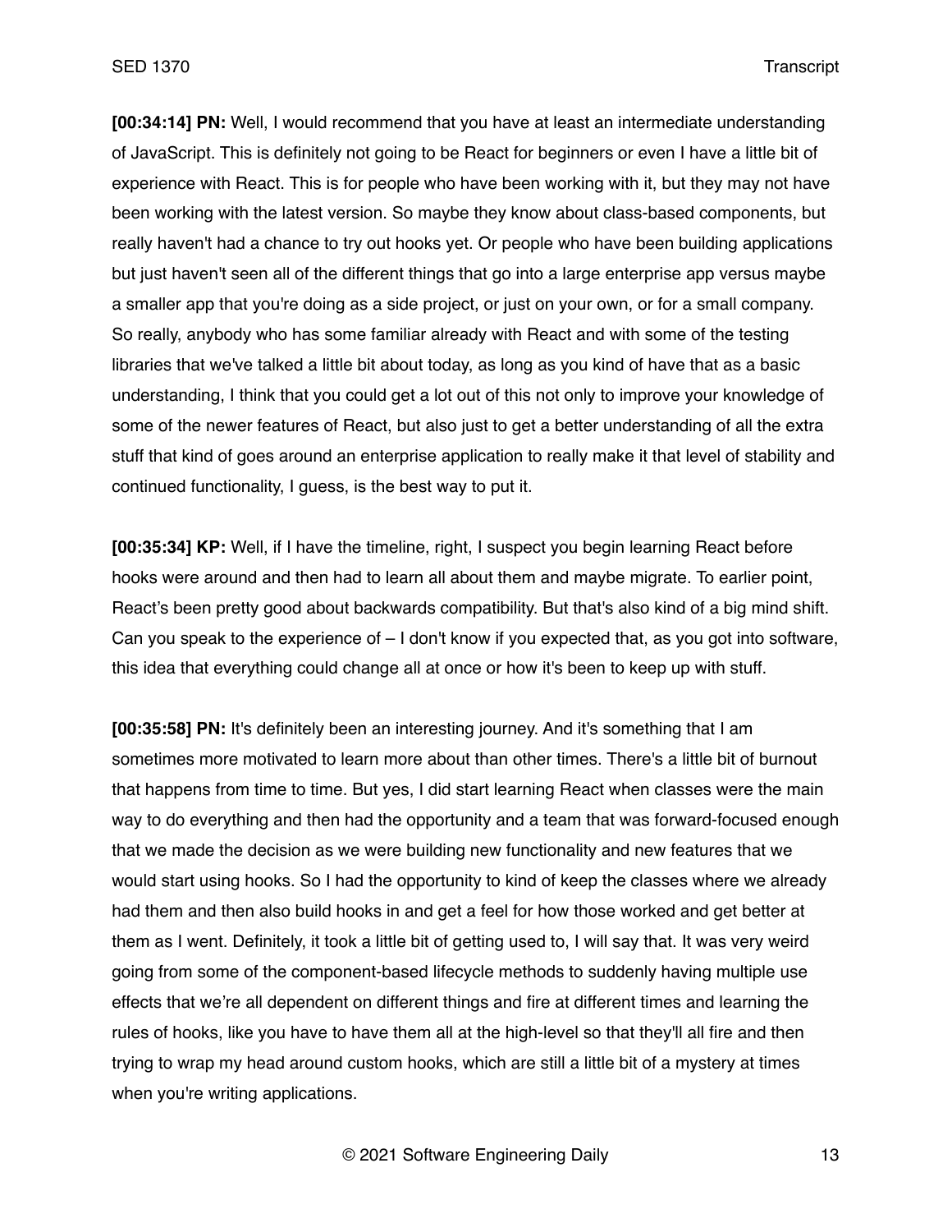**[00:34:14] PN:** Well, I would recommend that you have at least an intermediate understanding of JavaScript. This is definitely not going to be React for beginners or even I have a little bit of experience with React. This is for people who have been working with it, but they may not have been working with the latest version. So maybe they know about class-based components, but really haven't had a chance to try out hooks yet. Or people who have been building applications but just haven't seen all of the different things that go into a large enterprise app versus maybe a smaller app that you're doing as a side project, or just on your own, or for a small company. So really, anybody who has some familiar already with React and with some of the testing libraries that we've talked a little bit about today, as long as you kind of have that as a basic understanding, I think that you could get a lot out of this not only to improve your knowledge of some of the newer features of React, but also just to get a better understanding of all the extra stuff that kind of goes around an enterprise application to really make it that level of stability and continued functionality, I guess, is the best way to put it.

**[00:35:34] KP:** Well, if I have the timeline, right, I suspect you begin learning React before hooks were around and then had to learn all about them and maybe migrate. To earlier point, React's been pretty good about backwards compatibility. But that's also kind of a big mind shift. Can you speak to the experience of – I don't know if you expected that, as you got into software, this idea that everything could change all at once or how it's been to keep up with stuff.

**[00:35:58] PN:** It's definitely been an interesting journey. And it's something that I am sometimes more motivated to learn more about than other times. There's a little bit of burnout that happens from time to time. But yes, I did start learning React when classes were the main way to do everything and then had the opportunity and a team that was forward-focused enough that we made the decision as we were building new functionality and new features that we would start using hooks. So I had the opportunity to kind of keep the classes where we already had them and then also build hooks in and get a feel for how those worked and get better at them as I went. Definitely, it took a little bit of getting used to, I will say that. It was very weird going from some of the component-based lifecycle methods to suddenly having multiple use effects that we're all dependent on different things and fire at different times and learning the rules of hooks, like you have to have them all at the high-level so that they'll all fire and then trying to wrap my head around custom hooks, which are still a little bit of a mystery at times when you're writing applications.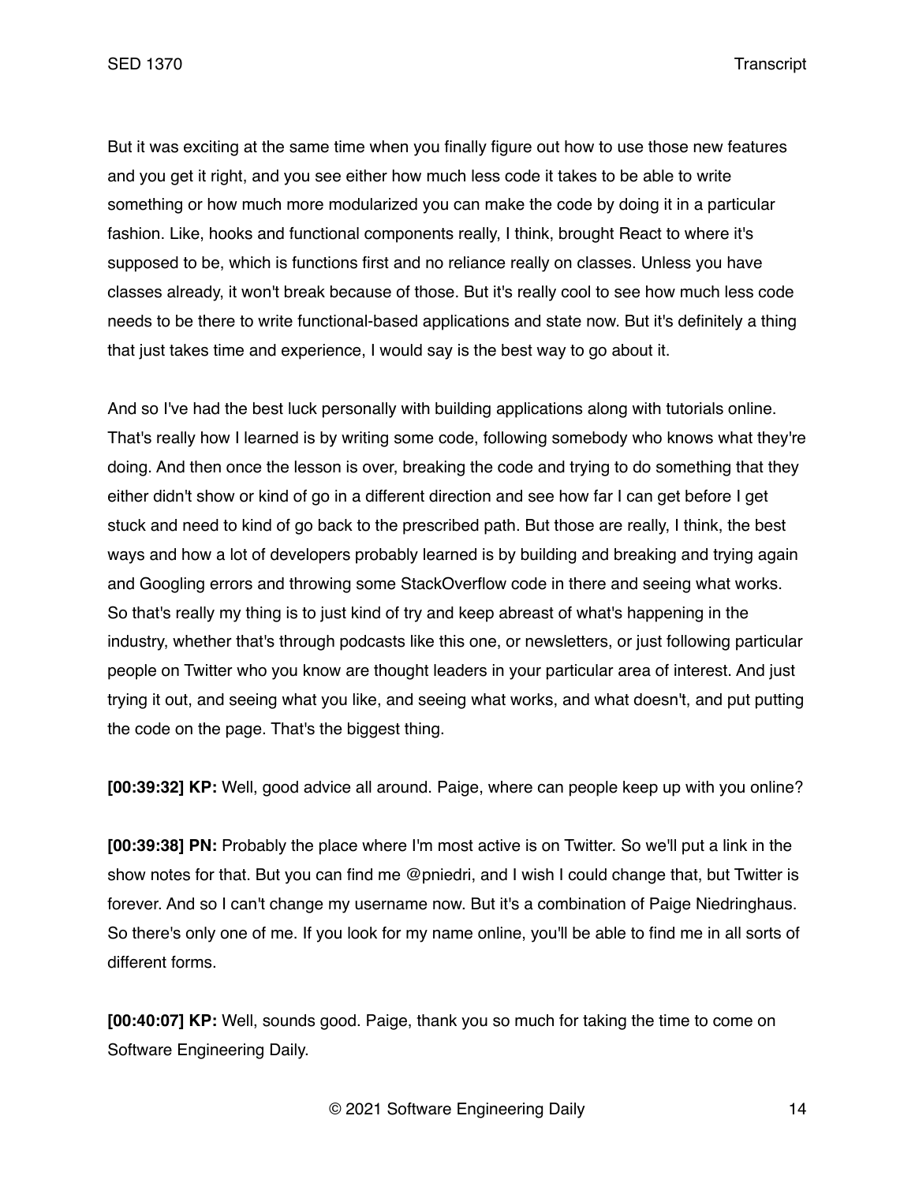But it was exciting at the same time when you finally figure out how to use those new features and you get it right, and you see either how much less code it takes to be able to write something or how much more modularized you can make the code by doing it in a particular fashion. Like, hooks and functional components really, I think, brought React to where it's supposed to be, which is functions first and no reliance really on classes. Unless you have classes already, it won't break because of those. But it's really cool to see how much less code needs to be there to write functional-based applications and state now. But it's definitely a thing that just takes time and experience, I would say is the best way to go about it.

And so I've had the best luck personally with building applications along with tutorials online. That's really how I learned is by writing some code, following somebody who knows what they're doing. And then once the lesson is over, breaking the code and trying to do something that they either didn't show or kind of go in a different direction and see how far I can get before I get stuck and need to kind of go back to the prescribed path. But those are really, I think, the best ways and how a lot of developers probably learned is by building and breaking and trying again and Googling errors and throwing some StackOverflow code in there and seeing what works. So that's really my thing is to just kind of try and keep abreast of what's happening in the industry, whether that's through podcasts like this one, or newsletters, or just following particular people on Twitter who you know are thought leaders in your particular area of interest. And just trying it out, and seeing what you like, and seeing what works, and what doesn't, and put putting the code on the page. That's the biggest thing.

**[00:39:32] KP:** Well, good advice all around. Paige, where can people keep up with you online?

**[00:39:38] PN:** Probably the place where I'm most active is on Twitter. So we'll put a link in the show notes for that. But you can find me @pniedri, and I wish I could change that, but Twitter is forever. And so I can't change my username now. But it's a combination of Paige Niedringhaus. So there's only one of me. If you look for my name online, you'll be able to find me in all sorts of different forms.

**[00:40:07] KP:** Well, sounds good. Paige, thank you so much for taking the time to come on Software Engineering Daily.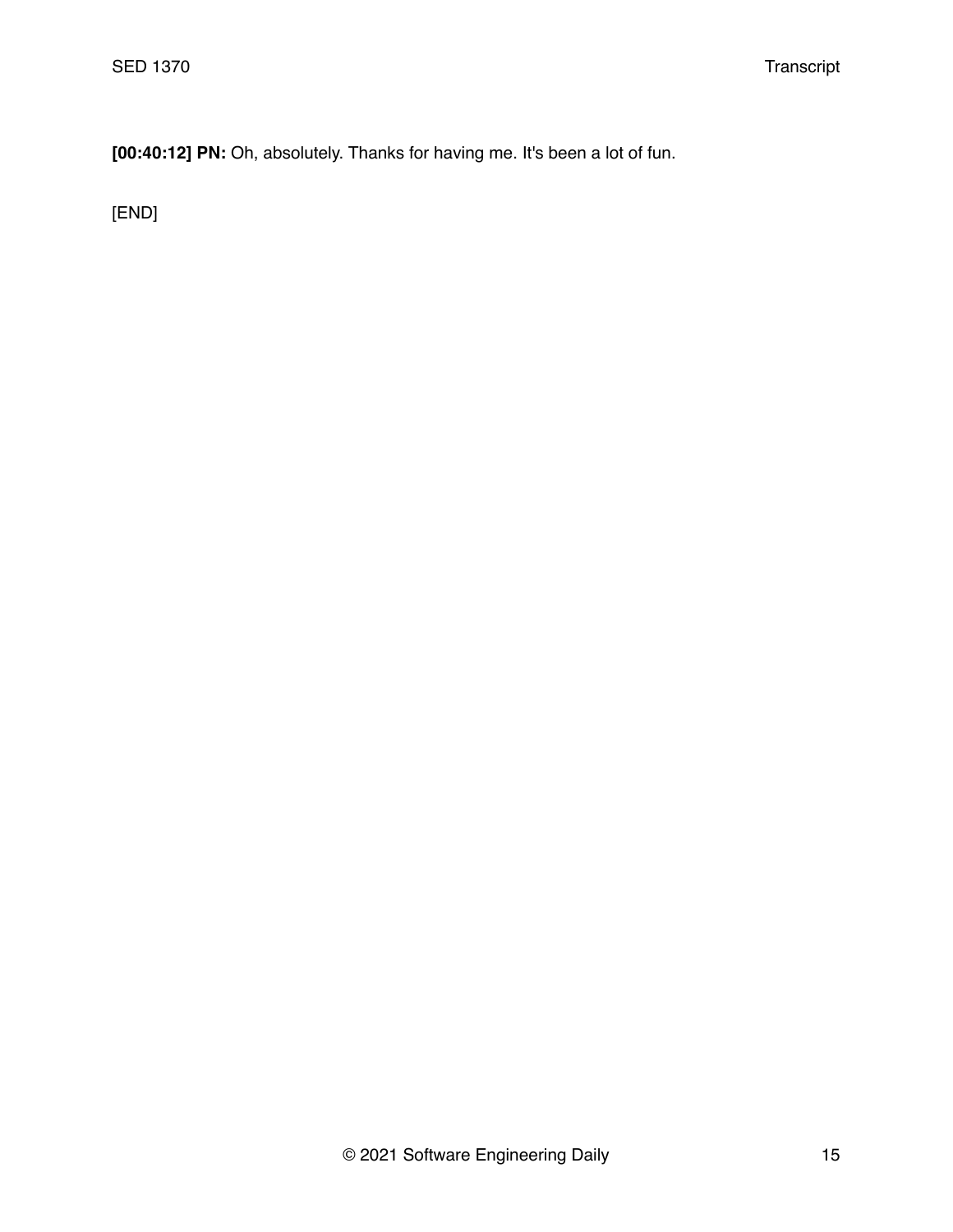**[00:40:12] PN:** Oh, absolutely. Thanks for having me. It's been a lot of fun.

[END]